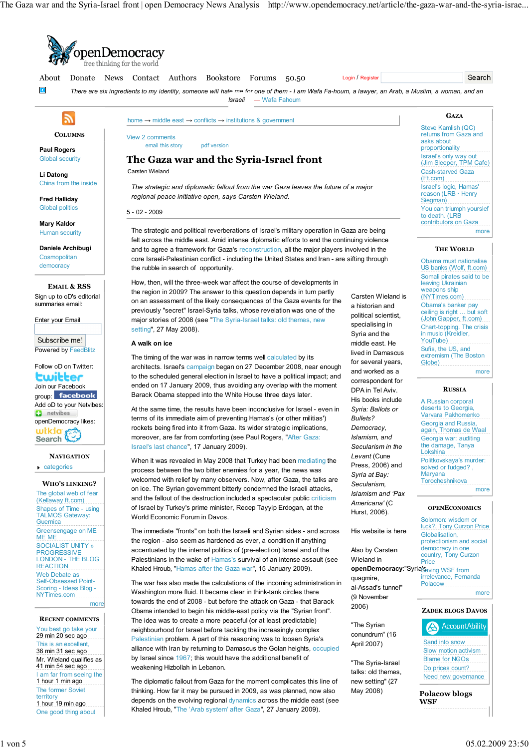# The Gaza war and the Syria-Israel front

Carsten Wieland

*The strategic and diplomatic fallout from the war Gaza leaves the future of a major regional peace initiative open, says Carsten Wieland.*

5 - 02 - 2009

The strategic and political reverberations of Israel's military operation in Gaza are being felt across the middle east. Amid intense diplomatic efforts to end the continuing violence and to agree a framework for Gaza's reconstruction, all the major players involved in the core Israeli-Palestinian conflict - including the United States and Iran - are sifting through the rubble in search of opportunity.

How, then, will the three-week war affect the course of developments in the region in 2009? The answer to this question depends in turn partly on an assessment of the likely consequences of the Gaza events for the previously "secret" Israel-Syria talks, whose revelation was one of the major stories of 2008 (see "The Syria-Israel talks: old themes, new setting", 27 May 2008).

**A walk on ice**

The timing of the war was in narrow terms well calculated by its architects. Israel's campaign began on 27 December 2008, near enough to the scheduled general election in Israel to have a political impact; and ended on 17 January 2009, thus avoiding any overlap with the moment Barack Obama stepped into the White House three days later.

At the same time, the results have been inconclusive for Israel - even in terms of its immediate aim of preventing Hamas's (or other militias') rockets being fired into it from Gaza. Its wider strategic implications, moreover, are far from comforting (see Paul Rogers, "After Gaza: Israel's last chance", 17 January 2009).

When it was revealed in May 2008 that Turkey had been mediating the process between the two bitter enemies for a year, the news was welcomed with relief by many observers. Now, after Gaza, the talks are on ice. The Syrian government bitterly condemned the Israeli attacks, and the fallout of the destruction included a spectacular public criticism of Israel by Turkey's prime minister, Recep Tayyip Erdogan, at the World Economic Forum in Davos.

The immediate "fronts" on both the Israeli and Syrian sides - and across the region - also seem as hardened as ever, a condition if anything accentuated by the internal politics of (pre-election) Israel and of the Palestinians in the wake of Hamas's survival of an intense assault (see Khaled Hroub, "Hamas after the Gaza war", 15 January 2009).

The war has also made the calculations of the incoming administration in Washington more fluid. It became clear in think-tank circles there towards the end of 2008 - but before the attack on Gaza - that Barack Obama intended to begin his middle-east policy via the "Syrian front". The idea was to create a more peaceful (or at least predictable) neighbourhood for Israel before tackling the increasingly complex Palestinian problem. A part of this reasoning was to loosen Syria's alliance with Iran by returning to Damascus the Golan heights, occupied by Israel since 1967; this would have the additional benefit of weakening Hizbollah in Lebanon.

The diplomatic fallout from Gaza for the moment complicates this line of thinking. How far it may be pursued in 2009, as was planned, now also depends on the evolving regional dynamics across the middle east (see Khaled Hroub, "The 'Arab system' after Gaza", 27 January 2009).

---

Carsten Wieland is a historian and political scientist, specialising in Syria and the middle east. He lived in Damascus for several years, and worked as a correspondent for DPA in Tel Aviv. His books include *Syria: Ballots or Bullets? Democracy, Islamism, and Secularism in the Levant* (Cune Press, 2006) and *Syria at Bay: Secularism, Islamism and 'Pax Americana'* (C Hurst, 2006).

His website is here

Also by Carsten Wieland in **openDemocracy**:

"Syria's quagmire, al-Assad's tunnel" (9 November 2006)

"The Syrian conundrum" (16 April 2007)

"The Syria-Israel talks: old themes, new setting" (27 May 2008)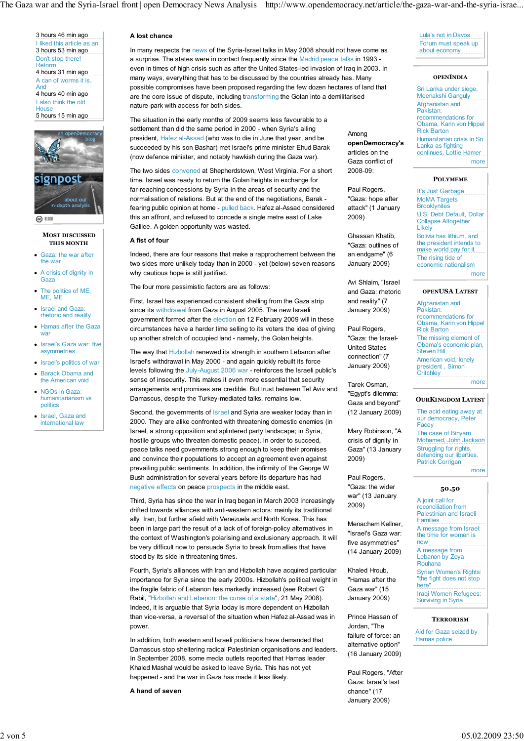### A lost chance

In many respects the news of the Syria-Israel talks in May 2008 should not have come as a surprise. The states were in contact frequently since the Madrid peace talks in 1993 - even in times of high crisis such as after the United States-led invasion of Iraq in 2003. In many ways, everything that has to be discussed by the countries already has. Many possible compromises have been proposed regarding the few dozen hectares of land that are the core issue of dispute, including transforming the Golan into a demilitarised nature-park with access for both sides.

The situation in the early months of 2009 seems less favourable to a settlement than did the same period in 2000 - when Syria's ailing president, Hafez al-Assad (who was to die in June that year, and be succeeded by his son Bashar) met Israel's prime minister Ehud Barak (now defence minister, and notably hawkish during the Gaza war).

The two sides convened at Shepherdstown, West Virginia. For a short time, Israel was ready to return the Golan heights in exchange for far-reaching concessions by Syria in the areas of security and the normalisation of relations. But at the end of the negotiations, Barak - fearing public opinion at home - pulled back. Hafez al-Assad considered this an affront, and refused to concede a single metre east of Lake Galilee. A golden opportunity was wasted.

### A fist of four

Indeed, there are four reasons that make a rapprochement between the two sides more unlikely today than in 2000 - yet (below) seven reasons why cautious hope is still justified.

The four more pessimistic factors are as follows:

First, Israel has experienced consistent shelling from the Gaza strip since its withdrawal from Gaza in August 2005. The new Israeli government formed after the election on 12 February 2009 will in these circumstances have a harder time selling to its voters the idea of giving up another stretch of occupied land - namely, the Golan heights.

The way that Hizbollah renewed its strength in southern Lebanon after Israel's withdrawal in May 2000 - and again quickly rebuilt its force levels following the July-August 2006 war - reinforces the Israeli public's sense of insecurity. This makes it even more essential that security arrangements and promises are credible. But trust between Tel Aviv and Damascus, despite the Turkey-mediated talks, remains low.

Second, the governments of Israel and Syria are weaker today than in 2000. They are alike confronted with threatening domestic enemies (in Israel, a strong opposition and splintered party landscape; in Syria, hostile groups who threaten domestic peace). In order to succeed, peace talks need governments strong enough to keep their promises and convince their populations to accept an agreement even against prevailing public sentiments. In addition, the infirmity of the George W Bush administration for several years before its departure has had negative effects on peace prospects in the middle east.

Third, Syria has since the war in Iraq began in March 2003 increasingly drifted towards alliances with anti-western actors: mainly its traditional ally Iran, but further afield with Venezuela and North Korea. This has been in large part the result of a lack of of foreign-policy alternatives in the context of Washington's polarising and exclusionary approach. It will be very difficult now to persuade Syria to break from allies that have stood by its side in threatening times.

Fourth, Syria's alliances with Iran and Hizbollah have acquired particular importance for Syria since the early 2000s. Hizbollah's political weight in the fragile fabric of Lebanon has markedly increased (see Robert G Rabil, "Hizbollah and Lebanon: the curse of a state", 21 May 2008). Indeed, it is arguable that Syria today is more dependent on Hizbollah than vice-versa, a reversal of the situation when Hafez al-Assad was in power.

In addition, both western and Israeli politicians have demanded that Damascus stop sheltering radical Palestinian organisations and leaders. In September 2008, some media outlets reported that Hamas leader Khaled Mashal would be asked to leave Syria. This has not yet happened - and the war in Gaza has made it less likely.

### A hand of seven

Among **openDemocracy's** articles on the Gaza conflict of 2008-09:

Paul Rogers, "Gaza: hope after attack" (1 January 2009)

Ghassan Khatib, "Gaza: outlines of an endgame" (6 January 2009)

Avi Shlaim, "Israel and Gaza: rhetoric and reality" (7 January 2009)

Paul Rogers, "Gaza: the Israel-United States connection" (7 January 2009)

Tarek Osman, "Egypt's dilemma: Gaza and beyond" (12 January 2009)

Mary Robinson, "A crisis of dignity in Gaza" (13 January 2009)

Paul Rogers, "Gaza: the wider war" (13 January 2009)

Menachem Kellner, "Israel's Gaza war: five asymmetries" (14 January 2009)

Khaled Hroub, "Hamas after the Gaza war" (15 January 2009)

Prince Hassan of Jordan, "The failure of force: an alternative option" (16 January 2009)

Paul Rogers, "After Gaza: Israel's last chance" (17 January 2009)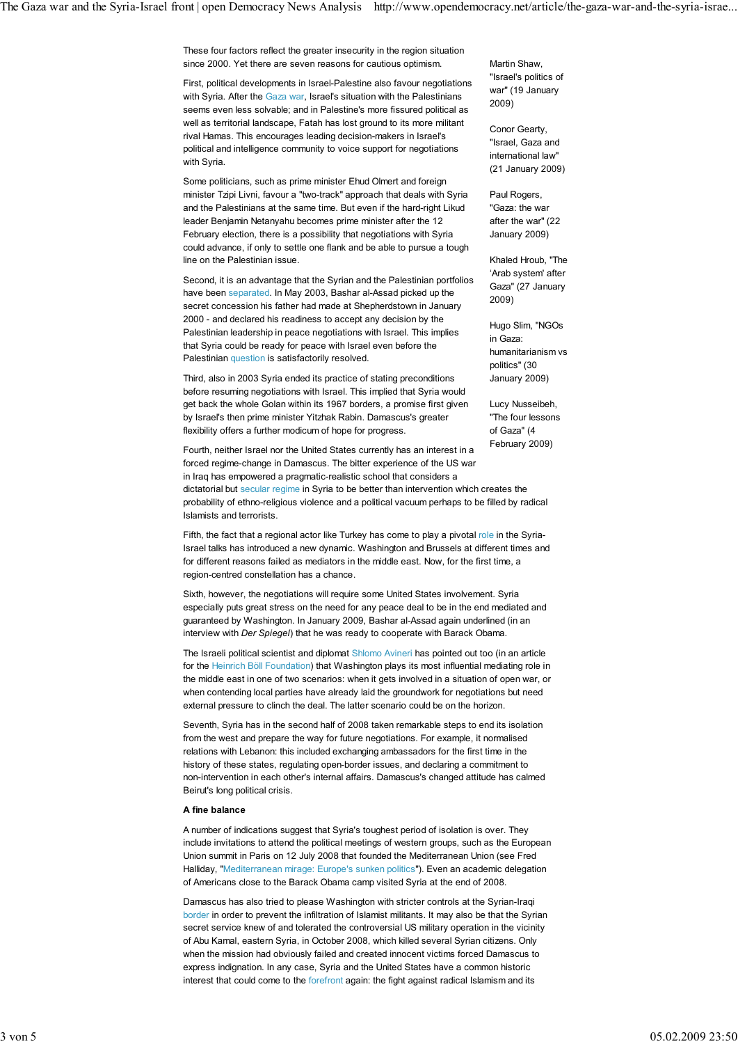These four factors reflect the greater insecurity in the region situation since 2000. Yet there are seven reasons for cautious optimism.

First, political developments in Israel-Palestine also favour negotiations with Syria. After the Gaza war, Israel's situation with the Palestinians seems even less solvable; and in Palestine's more fissured political as well as territorial landscape, Fatah has lost ground to its more militant rival Hamas. This encourages leading decision-makers in Israel's political and intelligence community to voice support for negotiations with Syria.

Some politicians, such as prime minister Ehud Olmert and foreign minister Tzipi Livni, favour a "two-track" approach that deals with Syria and the Palestinians at the same time. But even if the hard-right Likud leader Benjamin Netanyahu becomes prime minister after the 12 February election, there is a possibility that negotiations with Syria could advance, if only to settle one flank and be able to pursue a tough line on the Palestinian issue.

Second, it is an advantage that the Syrian and the Palestinian portfolios have been separated. In May 2003, Bashar al-Assad picked up the secret concession his father had made at Shepherdstown in January 2000 - and declared his readiness to accept any decision by the Palestinian leadership in peace negotiations with Israel. This implies that Syria could be ready for peace with Israel even before the Palestinian question is satisfactorily resolved.

Third, also in 2003 Syria ended its practice of stating preconditions before resuming negotiations with Israel. This implied that Syria would get back the whole Golan within its 1967 borders, a promise first given by Israel's then prime minister Yitzhak Rabin. Damascus's greater flexibility offers a further modicum of hope for progress.

Fourth, neither Israel nor the United States currently has an interest in a forced regime-change in Damascus. The bitter experience of the US war in Iraq has empowered a pragmatic-realistic school that considers a dictatorial but secular regime in Syria to be better than intervention which creates the probability of ethno-religious violence and a political vacuum perhaps to be filled by radical Islamists and terrorists.

Fifth, the fact that a regional actor like Turkey has come to play a pivotal role in the Syria-Israel talks has introduced a new dynamic. Washington and Brussels at different times and for different reasons failed as mediators in the middle east. Now, for the first time, a region-centred constellation has a chance.

Sixth, however, the negotiations will require some United States involvement. Syria especially puts great stress on the need for any peace deal to be in the end mediated and guaranteed by Washington. In January 2009, Bashar al-Assad again underlined (in an interview with *Der Spiegel*) that he was ready to cooperate with Barack Obama.

The Israeli political scientist and diplomat Shlomo Avineri has pointed out too (in an article for the Heinrich Böll Foundation) that Washington plays its most influential mediating role in the middle east in one of two scenarios: when it gets involved in a situation of open war, or when contending local parties have already laid the groundwork for negotiations but need external pressure to clinch the deal. The latter scenario could be on the horizon.

Seventh, Syria has in the second half of 2008 taken remarkable steps to end its isolation from the west and prepare the way for future negotiations. For example, it normalised relations with Lebanon: this included exchanging ambassadors for the first time in the history of these states, regulating open-border issues, and declaring a commitment to non-intervention in each other's internal affairs. Damascus's changed attitude has calmed Beirut's long political crisis.

**A fine balance**

A number of indications suggest that Syria's toughest period of isolation is over. They include invitations to attend the political meetings of western groups, such as the European Union summit in Paris on 12 July 2008 that founded the Mediterranean Union (see Fred Halliday, "Mediterranean mirage: Europe's sunken politics"). Even an academic delegation of Americans close to the Barack Obama camp visited Syria at the end of 2008.

Damascus has also tried to please Washington with stricter controls at the Syrian-Iraqi border in order to prevent the infiltration of Islamist militants. It may also be that the Syrian secret service knew of and tolerated the controversial US military operation in the vicinity of Abu Kamal, eastern Syria, in October 2008, which killed several Syrian citizens. Only when the mission had obviously failed and created innocent victims forced Damascus to express indignation. In any case, Syria and the United States have a common historic interest that could come to the forefront again: the fight against radical Islamism and its

Martin Shaw, "Israel's politics of war" (19 January 2009)

Conor Gearty, "Israel, Gaza and international law" (21 January 2009)

Paul Rogers, "Gaza: the war after the war" (22 January 2009)

Khaled Hroub, "The 'Arab system' after Gaza" (27 January 2009)

Hugo Slim, "NGOs in Gaza: humanitarianism vs politics" (30 January 2009)

Lucy Nusseibeh, "The four lessons of Gaza" (4 February 2009)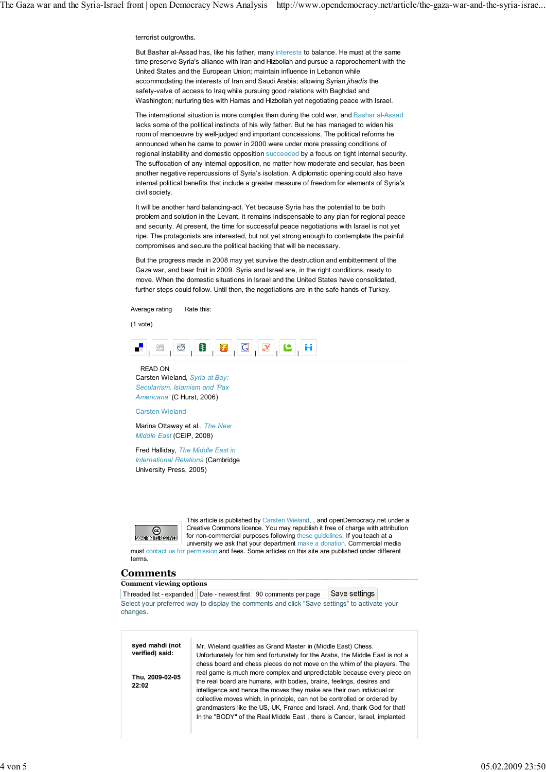terrorist outgrowths.

But Bashar al-Assad has, like his father, many interests to balance. He must at the same time preserve Syria's alliance with Iran and Hizbollah and pursue a rapprochement with the United States and the European Union; maintain influence in Lebanon while accommodating the interests of Iran and Saudi Arabia; allowing Syrian *jihadis* the safety-valve of access to Iraq while pursuing good relations with Baghdad and Washington; nurturing ties with Hamas and Hizbollah yet negotiating peace with Israel.

The international situation is more complex than during the cold war, and Bashar al-Assad lacks some of the political instincts of his wily father. But he has managed to widen his room of manoeuvre by well-judged and important concessions. The political reforms he announced when he came to power in 2000 were under more pressing conditions of regional instability and domestic opposition succeeded by a focus on tight internal security. The suffocation of any internal opposition, no matter how moderate and secular, has been another negative repercussions of Syria's isolation. A diplomatic opening could also have internal political benefits that include a greater measure of freedom for elements of Syria's civil society.

It will be another hard balancing-act. Yet because Syria has the potential to be both problem and solution in the Levant, it remains indispensable to any plan for regional peace and security. At present, the time for successful peace negotiations with Israel is not yet ripe. The protagonists are interested, but not yet strong enough to contemplate the painful compromises and secure the political backing that will be necessary.

But the progress made in 2008 may yet survive the destruction and embitterment of the Gaza war, and bear fruit in 2009. Syria and Israel are, in the right conditions, ready to move. When the domestic situations in Israel and the United States have consolidated, further steps could follow. Until then, the negotiations are in the safe hands of Turkey.

Average rating    Rate this:

(1 vote)

READ ON

Carsten Wieland, *Syria at Bay: Secularism, Islamism and 'Pax Americana'* (C Hurst, 2006)

Carsten Wieland

Marina Ottaway et al., *The New Middle East* (CEIP, 2008)

Fred Halliday, *The Middle East in International Relations* (Cambridge University Press, 2005)

This article is published by Carsten Wieland, , and openDemocracy.net under a Creative Commons licence. You may republish it free of charge with attribution for non-commercial purposes following these guidelines. If you teach at a university we ask that your department make a donation. Commercial media must contact us for permission and fees. Some articles on this site are published under different terms.

## Comments

**Comment viewing options**

Threaded list - expanded | Date - newest first | 90 comments per page | Save settings

Select your preferred way to display the comments and click "Save settings" to activate your changes.

**syed mahdi (not verified) said:**

**Thu, 2009-02-05 22:02**

Mr. Wieland qualifies as Grand Master in (Middle East) Chess. Unfortunately for him and fortunately for the Arabs, the Middle East is not a chess board and chess pieces do not move on the whim of the players. The real game is much more complex and unpredictable because every piece on the real board are humans, with bodies, brains, feelings, desires and intelligence and hence the moves they make are their own individual or collective moves which, in principle, can not be controlled or ordered by grandmasters like the US, UK, France and Israel. And, thank God for that! In the "BODY" of the Real Middle East , there is Cancer, Israel, implanted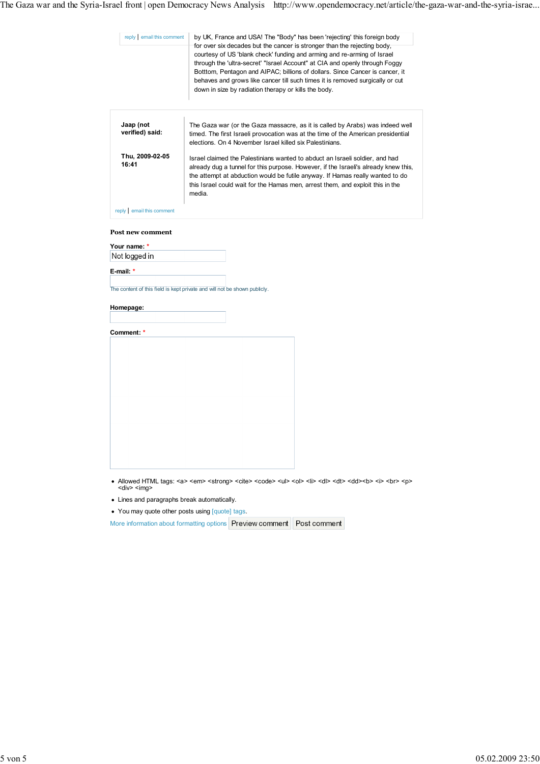reply | email this comment

by UK, France and USA! The "Body" has been 'rejecting' this foreign body for over six decades but the cancer is stronger than the rejecting body, courtesy of US 'blank check' funding and arming and re-arming of Israel through the 'ultra-secret' "Israel Account" at CIA and openly through Foggy Botttom, Pentagon and AIPAC; billions of dollars. Since Cancer is cancer, it behaves and grows like cancer till such times it is removed surgically or cut down in size by radiation therapy or kills the body.

**Jaap (not verified) said:**

**Thu, 2009-02-05 16:41**

The Gaza war (or the Gaza massacre, as it is called by Arabs) was indeed well timed. The first Israeli provocation was at the time of the American presidential elections. On 4 November Israel killed six Palestinians.

Israel claimed the Palestinians wanted to abduct an Israeli soldier, and had already dug a tunnel for this purpose. However, if the Israeli's already knew this, the attempt at abduction would be futile anyway. If Hamas really wanted to do this Israel could wait for the Hamas men, arrest them, and exploit this in the media.

reply | email this comment

**Post new comment**

**Your name:** *

Not logged in

**E-mail:** *

The content of this field is kept private and will not be shown publicly.

**Homepage:**

**Comment:** *

- Allowed HTML tags: <a> <em> <strong> <cite> <code> <ul> <ol> <li> <dl> <dt> <dd><b> <i> <br> <p> <div> <img>
- Lines and paragraphs break automatically.
- You may quote other posts using [quote] tags.

More information about formatting options Preview comment Post comment